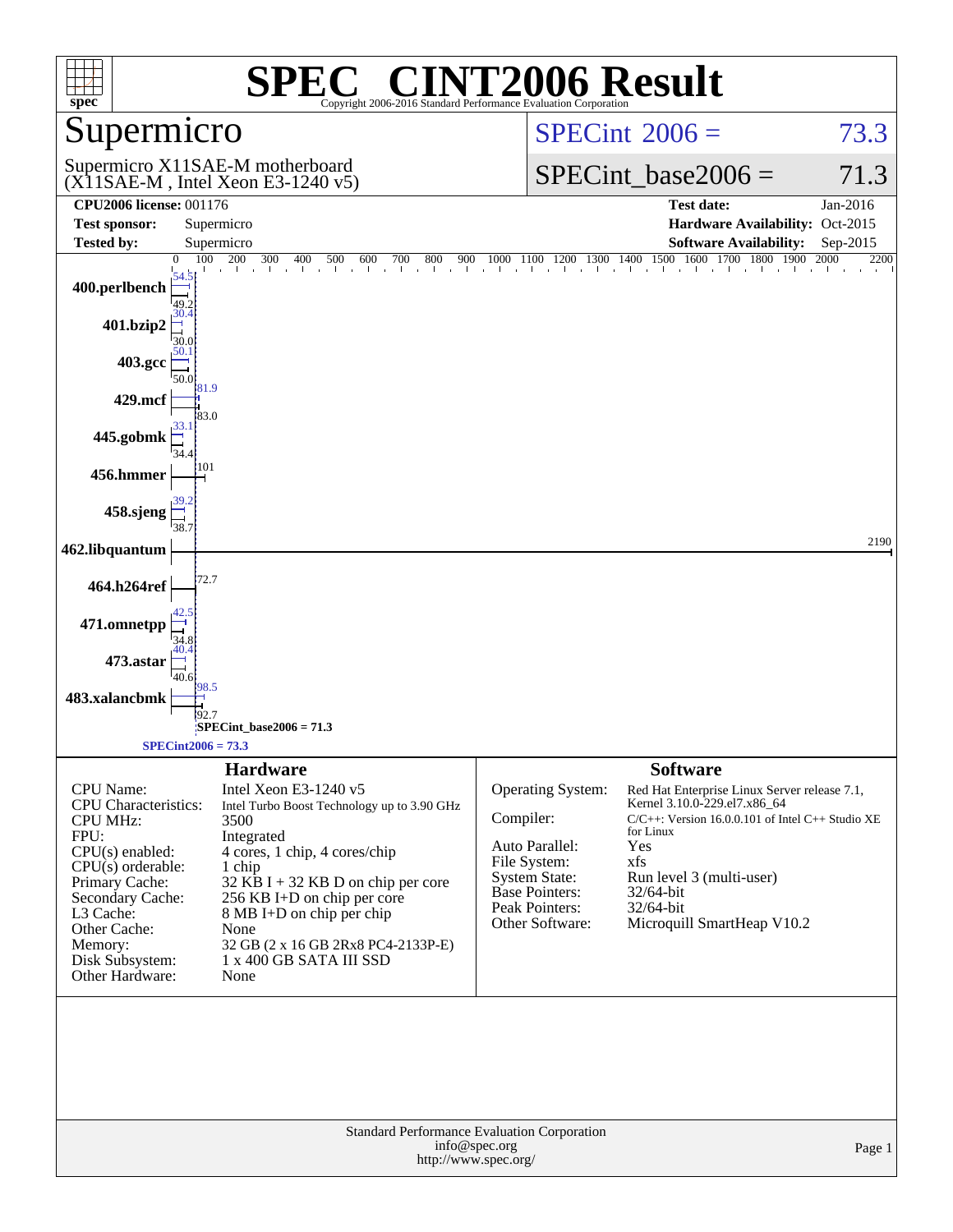# SPEC CINT2006 Result

Copyright 2006-2016 Standard Performance Evaluation Corporation

## Supermicro

Supermicro X11SAE-M motherboard
(X11SAE-M , Intel Xeon E3-1240 v5)

SPECint 2006 = 73.3

SPECint_base2006 = 71.3

| | | | |
|---|---|---|---|
| **CPU2006 license:** 001176 | | **Test date:** | Jan-2016 |
| **Test sponsor:** | Supermicro | **Hardware Availability:** | Oct-2015 |
| **Tested by:** | Supermicro | **Software Availability:** | Sep-2015 |

| Benchmark | Peak | Base |
|---|---|---|
| 400.perlbench | 54.5 | 49.2 |
| 401.bzip2 | 30.4 | 30.0 |
| 403.gcc | 50.1 | 50.0 |
| 429.mcf | 81.9 | 83.0 |
| 445.gobmk | 33.1 | 34.4 |
| 456.hmmer | 101 | 101 |
| 458.sjeng | 39.2 | 38.7 |
| 462.libquantum | 2190 | 2190 |
| 464.h264ref | 72.7 | 72.7 |
| 471.omnetpp | 42.5 | 34.8 |
| 473.astar | 40.4 | 40.6 |
| 483.xalancbmk | 98.5 | 92.7 |

SPECint_base2006 = 71.3

SPECint2006 = 73.3

### Hardware

| | |
|---|---|
| CPU Name: | Intel Xeon E3-1240 v5 |
| CPU Characteristics: | Intel Turbo Boost Technology up to 3.90 GHz |
| CPU MHz: | 3500 |
| FPU: | Integrated |
| CPU(s) enabled: | 4 cores, 1 chip, 4 cores/chip |
| CPU(s) orderable: | 1 chip |
| Primary Cache: | 32 KB I + 32 KB D on chip per core |
| Secondary Cache: | 256 KB I+D on chip per core |
| L3 Cache: | 8 MB I+D on chip per chip |
| Other Cache: | None |
| Memory: | 32 GB (2 x 16 GB 2Rx8 PC4-2133P-E) |
| Disk Subsystem: | 1 x 400 GB SATA III SSD |
| Other Hardware: | None |

### Software

| | |
|---|---|
| Operating System: | Red Hat Enterprise Linux Server release 7.1, Kernel 3.10.0-229.el7.x86_64 |
| Compiler: | C/C++: Version 16.0.0.101 of Intel C++ Studio XE for Linux |
| Auto Parallel: | Yes |
| File System: | xfs |
| System State: | Run level 3 (multi-user) |
| Base Pointers: | 32/64-bit |
| Peak Pointers: | 32/64-bit |
| Other Software: | Microquill SmartHeap V10.2 |

Standard Performance Evaluation Corporation
info@spec.org
http://www.spec.org/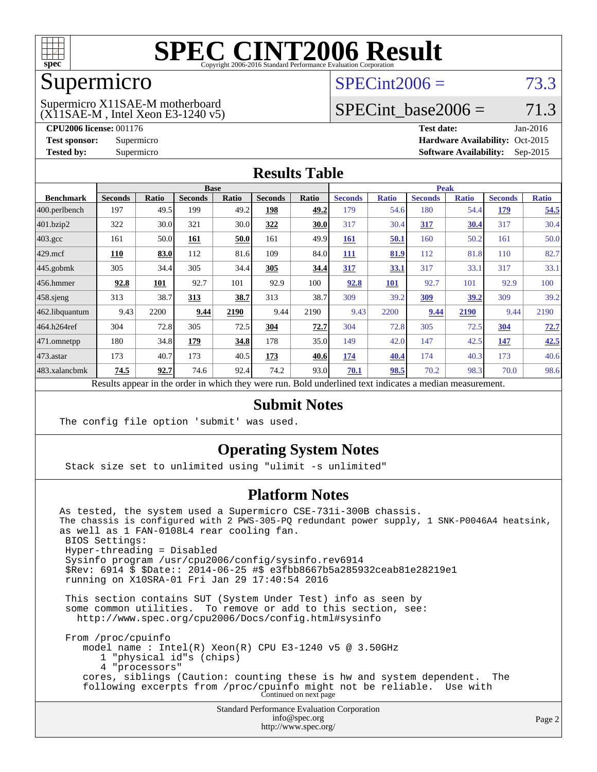# SPEC CINT2006 Result

Copyright 2006-2016 Standard Performance Evaluation Corporation

## Supermicro

Supermicro X11SAE-M motherboard
(X11SAE-M , Intel Xeon E3-1240 v5)

SPECint2006 = 73.3

SPECint_base2006 = 71.3

**CPU2006 license:** 001176
**Test sponsor:** Supermicro
**Tested by:** Supermicro

**Test date:** Jan-2016
**Hardware Availability:** Oct-2015
**Software Availability:** Sep-2015

## Results Table

| Benchmark | Base | | | | | | Peak | | | | | |
|---|---|---|---|---|---|---|---|---|---|---|---|---|
| | Seconds | Ratio | Seconds | Ratio | Seconds | Ratio | Seconds | Ratio | Seconds | Ratio | Seconds | Ratio |
| 400.perlbench | 197 | 49.5 | 199 | 49.2 | **198** | **49.2** | 179 | 54.6 | 180 | 54.4 | **179** | **54.5** |
| 401.bzip2 | 322 | 30.0 | 321 | 30.0 | **322** | **30.0** | 317 | 30.4 | **317** | **30.4** | 317 | 30.4 |
| 403.gcc | 161 | 50.0 | **161** | **50.0** | 161 | 49.9 | **161** | **50.1** | 160 | 50.2 | 161 | 50.0 |
| 429.mcf | **110** | **83.0** | 112 | 81.6 | 109 | 84.0 | **111** | **81.9** | 112 | 81.8 | 110 | 82.7 |
| 445.gobmk | 305 | 34.4 | 305 | 34.4 | **305** | **34.4** | **317** | **33.1** | 317 | 33.1 | 317 | 33.1 |
| 456.hmmer | **92.8** | **101** | 92.7 | 101 | 92.9 | 100 | **92.8** | **101** | 92.7 | 101 | 92.9 | 100 |
| 458.sjeng | 313 | 38.7 | **313** | **38.7** | 313 | 38.7 | 309 | 39.2 | **309** | **39.2** | 309 | 39.2 |
| 462.libquantum | 9.43 | 2200 | **9.44** | **2190** | 9.44 | 2190 | 9.43 | 2200 | **9.44** | **2190** | 9.44 | 2190 |
| 464.h264ref | 304 | 72.8 | 305 | 72.5 | **304** | **72.7** | 304 | 72.8 | 305 | 72.5 | **304** | **72.7** |
| 471.omnetpp | 180 | 34.8 | **179** | **34.8** | 178 | 35.0 | 149 | 42.0 | 147 | 42.5 | **147** | **42.5** |
| 473.astar | 173 | 40.7 | 173 | 40.5 | **173** | **40.6** | **174** | **40.4** | 174 | 40.3 | 173 | 40.6 |
| 483.xalancbmk | **74.5** | **92.7** | 74.6 | 92.4 | 74.2 | 93.0 | **70.1** | **98.5** | 70.2 | 98.3 | 70.0 | 98.6 |

Results appear in the order in which they were run. Bold underlined text indicates a median measurement.

## Submit Notes

```
The config file option 'submit' was used.
```

## Operating System Notes

```
Stack size set to unlimited using "ulimit -s unlimited"
```

## Platform Notes

```
As tested, the system used a Supermicro CSE-731i-300B chassis.
The chassis is configured with 2 PWS-305-PQ redundant power supply, 1 SNK-P0046A4 heatsink,
as well as 1 FAN-0108L4 rear cooling fan.
 BIOS Settings:
 Hyper-threading = Disabled
 Sysinfo program /usr/cpu2006/config/sysinfo.rev6914
 $Rev: 6914 $ $Date:: 2014-06-25 #$ e3fbb8667b5a285932ceab81e28219e1
 running on X10SRA-01 Fri Jan 29 17:40:54 2016

 This section contains SUT (System Under Test) info as seen by
 some common utilities.  To remove or add to this section, see:
   http://www.spec.org/cpu2006/Docs/config.html#sysinfo

 From /proc/cpuinfo
    model name : Intel(R) Xeon(R) CPU E3-1240 v5 @ 3.50GHz
       1 "physical id"s (chips)
       4 "processors"
    cores, siblings (Caution: counting these is hw and system dependent.  The
    following excerpts from /proc/cpuinfo might not be reliable.  Use with
```

Continued on next page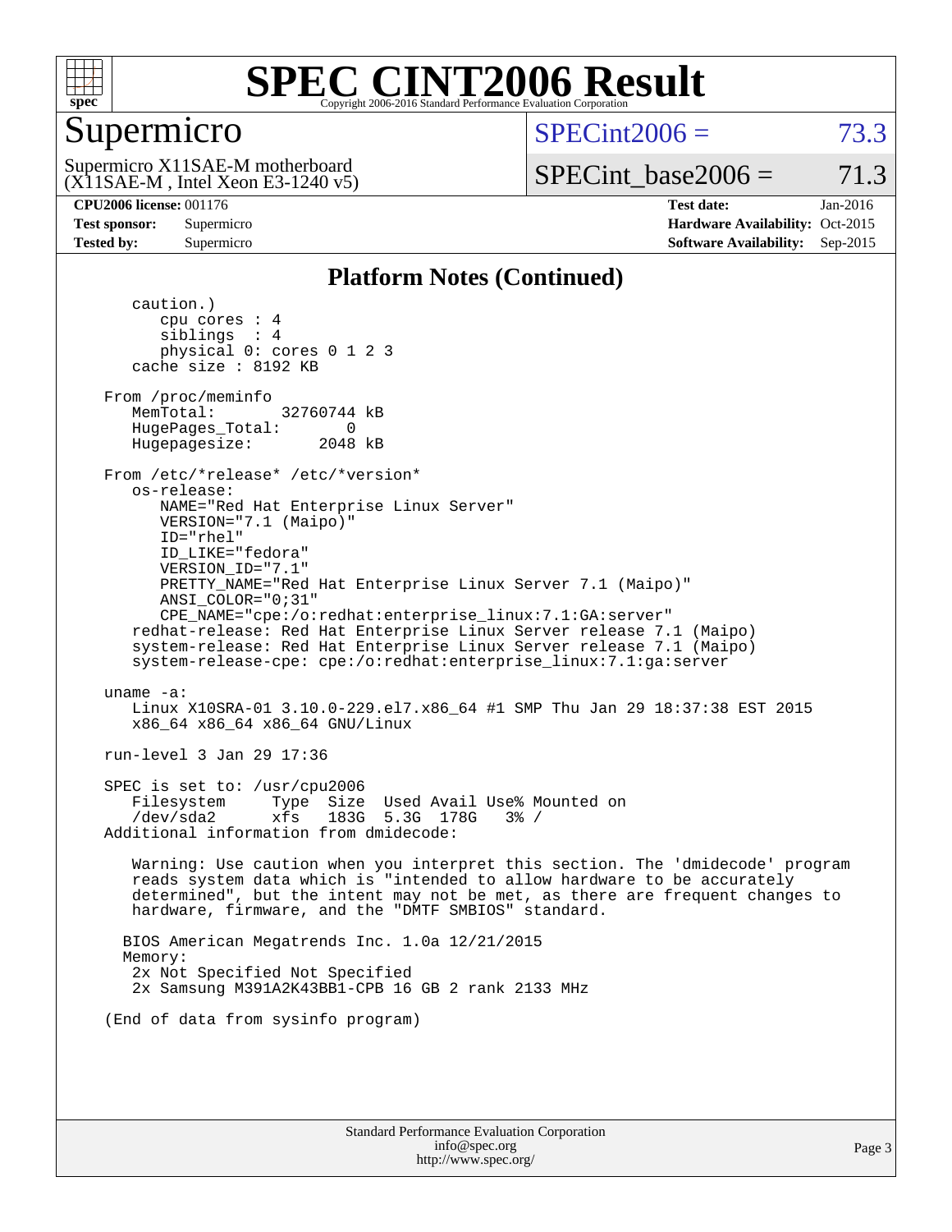# SPEC CINT2006 Result

## Supermicro

Supermicro X11SAE-M motherboard
(X11SAE-M , Intel Xeon E3-1240 v5)

SPECint2006 = 73.3

SPECint_base2006 = 71.3

**CPU2006 license:** 001176
**Test sponsor:** Supermicro
**Tested by:** Supermicro

**Test date:** Jan-2016
**Hardware Availability:** Oct-2015
**Software Availability:** Sep-2015

### Platform Notes (Continued)

```
      caution.)
         cpu cores : 4
         siblings  : 4
         physical 0: cores 0 1 2 3
      cache size : 8192 KB

   From /proc/meminfo
      MemTotal:       32760744 kB
      HugePages_Total:       0
      Hugepagesize:       2048 kB

   From /etc/*release* /etc/*version*
      os-release:
         NAME="Red Hat Enterprise Linux Server"
         VERSION="7.1 (Maipo)"
         ID="rhel"
         ID_LIKE="fedora"
         VERSION_ID="7.1"
         PRETTY_NAME="Red Hat Enterprise Linux Server 7.1 (Maipo)"
         ANSI_COLOR="0;31"
         CPE_NAME="cpe:/o:redhat:enterprise_linux:7.1:GA:server"
      redhat-release: Red Hat Enterprise Linux Server release 7.1 (Maipo)
      system-release: Red Hat Enterprise Linux Server release 7.1 (Maipo)
      system-release-cpe: cpe:/o:redhat:enterprise_linux:7.1:ga:server

   uname -a:
      Linux X10SRA-01 3.10.0-229.el7.x86_64 #1 SMP Thu Jan 29 18:37:38 EST 2015
      x86_64 x86_64 x86_64 GNU/Linux

   run-level 3 Jan 29 17:36

   SPEC is set to: /usr/cpu2006
      Filesystem     Type  Size  Used Avail Use% Mounted on
      /dev/sda2      xfs   183G  5.3G  178G   3% /
   Additional information from dmidecode:

      Warning: Use caution when you interpret this section. The 'dmidecode' program
      reads system data which is "intended to allow hardware to be accurately
      determined", but the intent may not be met, as there are frequent changes to
      hardware, firmware, and the "DMTF SMBIOS" standard.

     BIOS American Megatrends Inc. 1.0a 12/21/2015
     Memory:
      2x Not Specified Not Specified
      2x Samsung M391A2K43BB1-CPB 16 GB 2 rank 2133 MHz

   (End of data from sysinfo program)
```

Standard Performance Evaluation Corporation
info@spec.org
http://www.spec.org/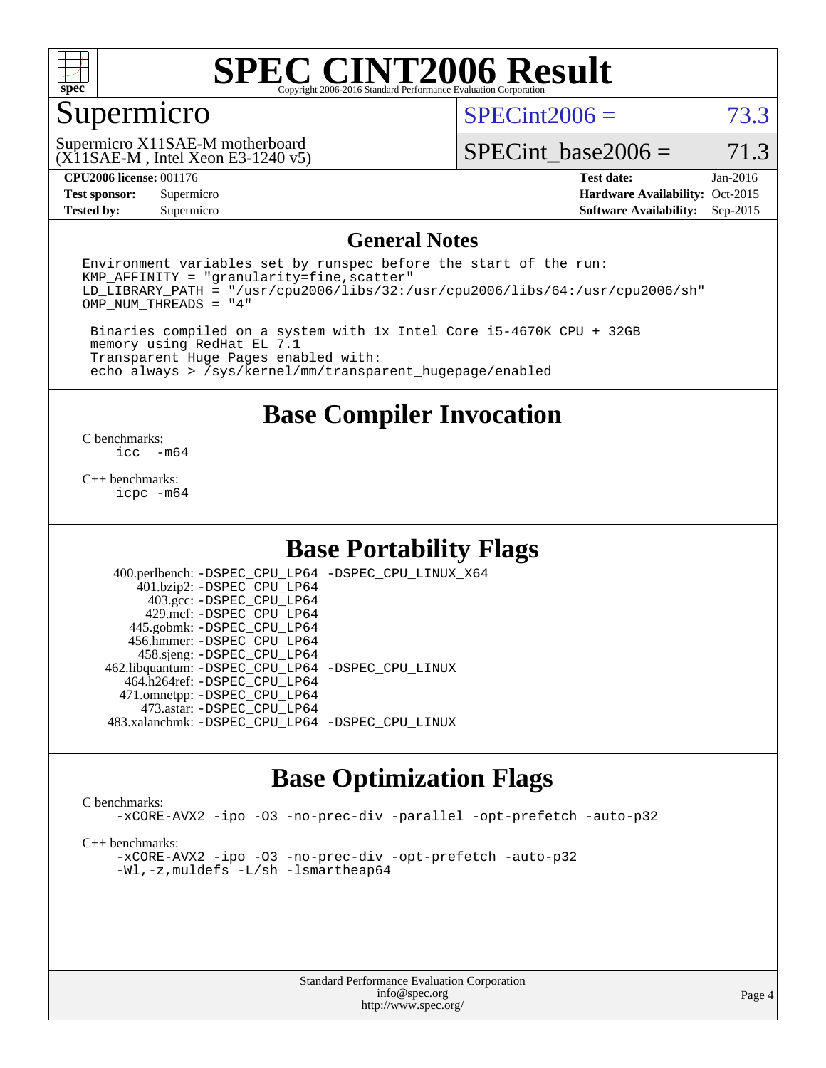# SPEC CINT2006 Result

## Supermicro

Supermicro X11SAE-M motherboard
(X11SAE-M , Intel Xeon E3-1240 v5)

SPECint2006 = 73.3

SPECint_base2006 = 71.3

**CPU2006 license:** 001176
**Test sponsor:** Supermicro
**Tested by:** Supermicro

**Test date:** Jan-2016
**Hardware Availability:** Oct-2015
**Software Availability:** Sep-2015

## General Notes

```
Environment variables set by runspec before the start of the run:
KMP_AFFINITY = "granularity=fine,scatter"
LD_LIBRARY_PATH = "/usr/cpu2006/libs/32:/usr/cpu2006/libs/64:/usr/cpu2006/sh"
OMP_NUM_THREADS = "4"

 Binaries compiled on a system with 1x Intel Core i5-4670K CPU + 32GB
 memory using RedHat EL 7.1
 Transparent Huge Pages enabled with:
 echo always > /sys/kernel/mm/transparent_hugepage/enabled
```

## Base Compiler Invocation

C benchmarks:
```
icc   -m64
```

C++ benchmarks:
```
icpc -m64
```

## Base Portability Flags

```
    400.perlbench: -DSPEC_CPU_LP64 -DSPEC_CPU_LINUX_X64
       401.bzip2: -DSPEC_CPU_LP64
         403.gcc: -DSPEC_CPU_LP64
         429.mcf: -DSPEC_CPU_LP64
       445.gobmk: -DSPEC_CPU_LP64
       456.hmmer: -DSPEC_CPU_LP64
       458.sjeng: -DSPEC_CPU_LP64
  462.libquantum: -DSPEC_CPU_LP64 -DSPEC_CPU_LINUX
     464.h264ref: -DSPEC_CPU_LP64
     471.omnetpp: -DSPEC_CPU_LP64
       473.astar: -DSPEC_CPU_LP64
  483.xalancbmk: -DSPEC_CPU_LP64 -DSPEC_CPU_LINUX
```

## Base Optimization Flags

C benchmarks:
```
-xCORE-AVX2 -ipo -O3 -no-prec-div -parallel -opt-prefetch -auto-p32
```

C++ benchmarks:
```
-xCORE-AVX2 -ipo -O3 -no-prec-div -opt-prefetch -auto-p32
-Wl,-z,muldefs -L/sh -lsmartheap64
```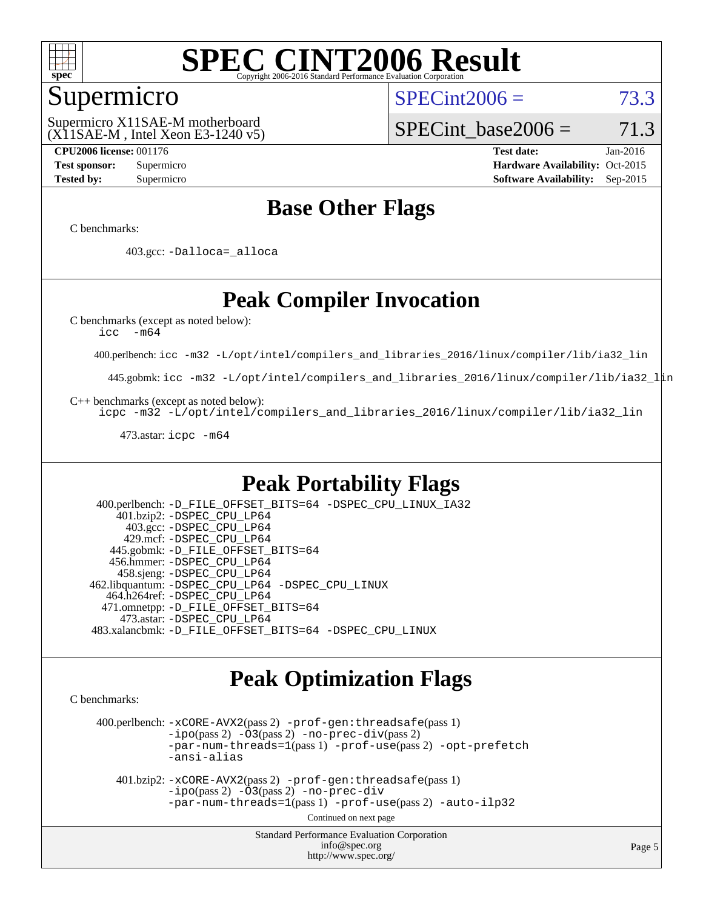Supermicro

Supermicro X11SAE-M motherboard
(X11SAE-M , Intel Xeon E3-1240 v5)

SPECint2006 = 73.3

SPECint_base2006 = 71.3

**CPU2006 license:** 001176
**Test sponsor:** Supermicro
**Tested by:** Supermicro

**Test date:** Jan-2016
**Hardware Availability:** Oct-2015
**Software Availability:** Sep-2015

## Base Other Flags

C benchmarks:

403.gcc: -Dalloca=_alloca

## Peak Compiler Invocation

C benchmarks (except as noted below):
icc -m64

400.perlbench: icc -m32 -L/opt/intel/compilers_and_libraries_2016/linux/compiler/lib/ia32_lin

445.gobmk: icc -m32 -L/opt/intel/compilers_and_libraries_2016/linux/compiler/lib/ia32_lin

C++ benchmarks (except as noted below):
icpc -m32 -L/opt/intel/compilers_and_libraries_2016/linux/compiler/lib/ia32_lin

473.astar: icpc -m64

## Peak Portability Flags

400.perlbench: -D_FILE_OFFSET_BITS=64 -DSPEC_CPU_LINUX_IA32
401.bzip2: -DSPEC_CPU_LP64
403.gcc: -DSPEC_CPU_LP64
429.mcf: -DSPEC_CPU_LP64
445.gobmk: -D_FILE_OFFSET_BITS=64
456.hmmer: -DSPEC_CPU_LP64
458.sjeng: -DSPEC_CPU_LP64
462.libquantum: -DSPEC_CPU_LP64 -DSPEC_CPU_LINUX
464.h264ref: -DSPEC_CPU_LP64
471.omnetpp: -D_FILE_OFFSET_BITS=64
473.astar: -DSPEC_CPU_LP64
483.xalancbmk: -D_FILE_OFFSET_BITS=64 -DSPEC_CPU_LINUX

## Peak Optimization Flags

C benchmarks:

400.perlbench: -xCORE-AVX2(pass 2) -prof-gen:threadsafe(pass 1) -ipo(pass 2) -O3(pass 2) -no-prec-div(pass 2) -par-num-threads=1(pass 1) -prof-use(pass 2) -opt-prefetch -ansi-alias

401.bzip2: -xCORE-AVX2(pass 2) -prof-gen:threadsafe(pass 1) -ipo(pass 2) -O3(pass 2) -no-prec-div -par-num-threads=1(pass 1) -prof-use(pass 2) -auto-ilp32

Continued on next page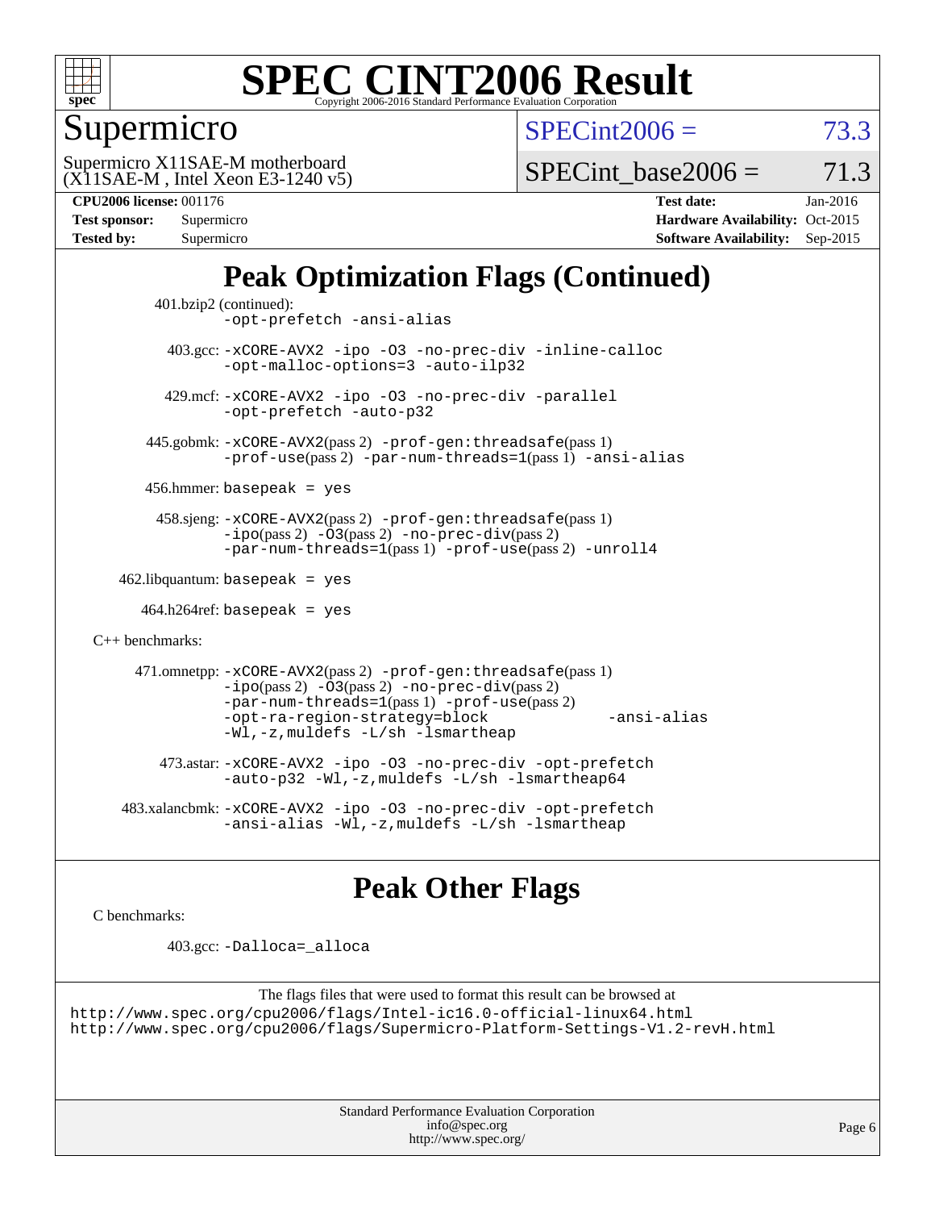# SPEC CINT2006 Result

Copyright 2006-2016 Standard Performance Evaluation Corporation

## Supermicro

Supermicro X11SAE-M motherboard
(X11SAE-M , Intel Xeon E3-1240 v5)

SPECint2006 = 73.3

SPECint_base2006 = 71.3

| | | | |
|---|---|---|---|
| **CPU2006 license:** 001176 | | **Test date:** | Jan-2016 |
| **Test sponsor:** | Supermicro | **Hardware Availability:** | Oct-2015 |
| **Tested by:** | Supermicro | **Software Availability:** | Sep-2015 |

## Peak Optimization Flags (Continued)

401.bzip2 (continued):
`-opt-prefetch -ansi-alias`

403.gcc: `-xCORE-AVX2 -ipo -O3 -no-prec-div -inline-calloc -opt-malloc-options=3 -auto-ilp32`

429.mcf: `-xCORE-AVX2 -ipo -O3 -no-prec-div -parallel -opt-prefetch -auto-p32`

445.gobmk: `-xCORE-AVX2`(pass 2) `-prof-gen:threadsafe`(pass 1) `-prof-use`(pass 2) `-par-num-threads=1`(pass 1) `-ansi-alias`

456.hmmer: `basepeak = yes`

458.sjeng: `-xCORE-AVX2`(pass 2) `-prof-gen:threadsafe`(pass 1) `-ipo`(pass 2) `-O3`(pass 2) `-no-prec-div`(pass 2) `-par-num-threads=1`(pass 1) `-prof-use`(pass 2) `-unroll4`

462.libquantum: `basepeak = yes`

464.h264ref: `basepeak = yes`

C++ benchmarks:

471.omnetpp: `-xCORE-AVX2`(pass 2) `-prof-gen:threadsafe`(pass 1) `-ipo`(pass 2) `-O3`(pass 2) `-no-prec-div`(pass 2) `-par-num-threads=1`(pass 1) `-prof-use`(pass 2) `-opt-ra-region-strategy=block` `-ansi-alias` `-Wl,-z,muldefs -L/sh -lsmartheap`

473.astar: `-xCORE-AVX2 -ipo -O3 -no-prec-div -opt-prefetch -auto-p32 -Wl,-z,muldefs -L/sh -lsmartheap64`

483.xalancbmk: `-xCORE-AVX2 -ipo -O3 -no-prec-div -opt-prefetch -ansi-alias -Wl,-z,muldefs -L/sh -lsmartheap`

## Peak Other Flags

C benchmarks:

403.gcc: `-Dalloca=_alloca`

The flags files that were used to format this result can be browsed at
http://www.spec.org/cpu2006/flags/Intel-ic16.0-official-linux64.html
http://www.spec.org/cpu2006/flags/Supermicro-Platform-Settings-V1.2-revH.html

Standard Performance Evaluation Corporation
info@spec.org
http://www.spec.org/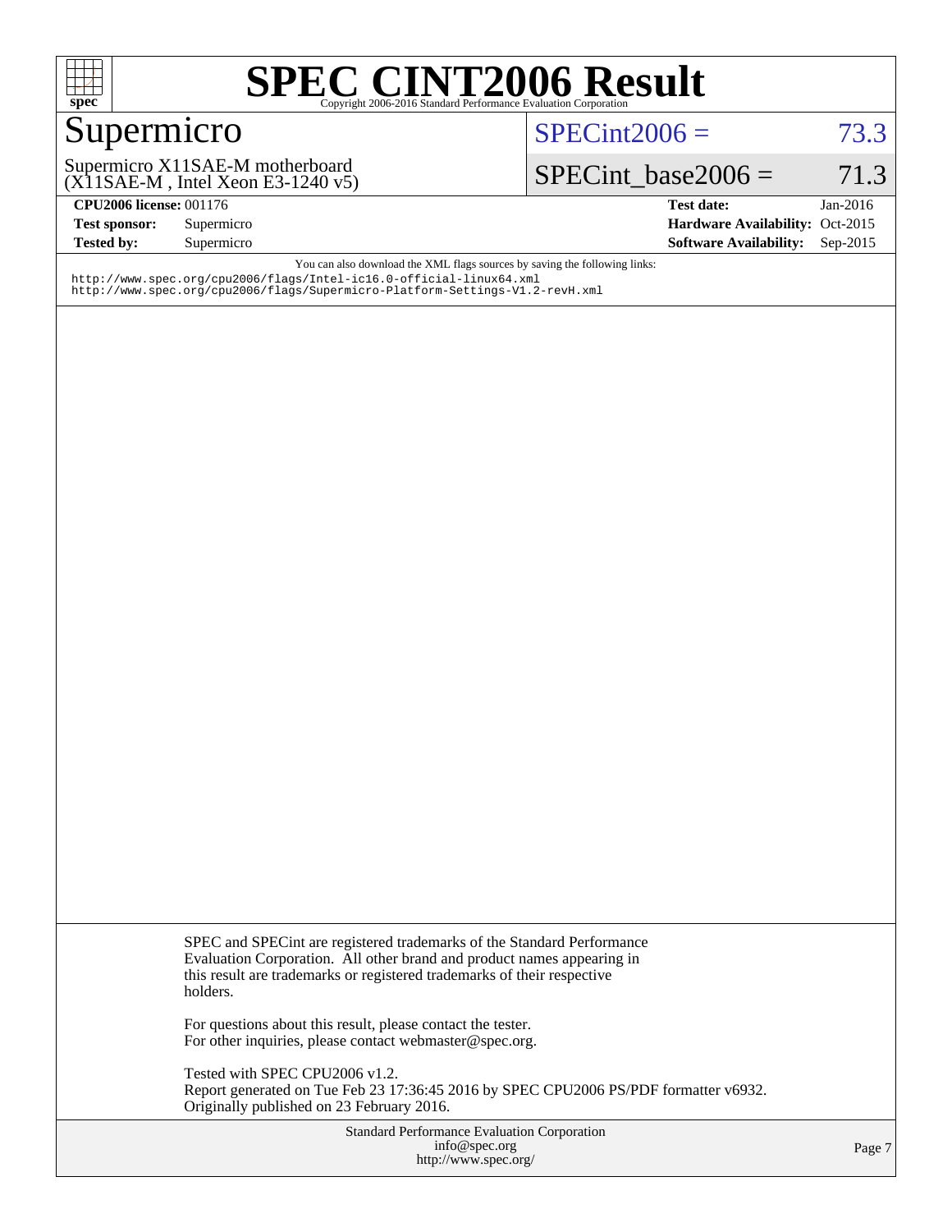# SPEC CINT2006 Result

Copyright 2006-2016 Standard Performance Evaluation Corporation

## Supermicro

Supermicro X11SAE-M motherboard
(X11SAE-M , Intel Xeon E3-1240 v5)

SPECint2006 = 73.3

SPECint_base2006 = 71.3

| | | | |
|---|---|---|---|
| **CPU2006 license:** 001176 | | **Test date:** | Jan-2016 |
| **Test sponsor:** | Supermicro | **Hardware Availability:** | Oct-2015 |
| **Tested by:** | Supermicro | **Software Availability:** | Sep-2015 |

You can also download the XML flags sources by saving the following links:

```
http://www.spec.org/cpu2006/flags/Intel-ic16.0-official-linux64.xml
http://www.spec.org/cpu2006/flags/Supermicro-Platform-Settings-V1.2-revH.xml
```

SPEC and SPECint are registered trademarks of the Standard Performance Evaluation Corporation. All other brand and product names appearing in this result are trademarks or registered trademarks of their respective holders.

For questions about this result, please contact the tester.
For other inquiries, please contact webmaster@spec.org.

Tested with SPEC CPU2006 v1.2.
Report generated on Tue Feb 23 17:36:45 2016 by SPEC CPU2006 PS/PDF formatter v6932.
Originally published on 23 February 2016.